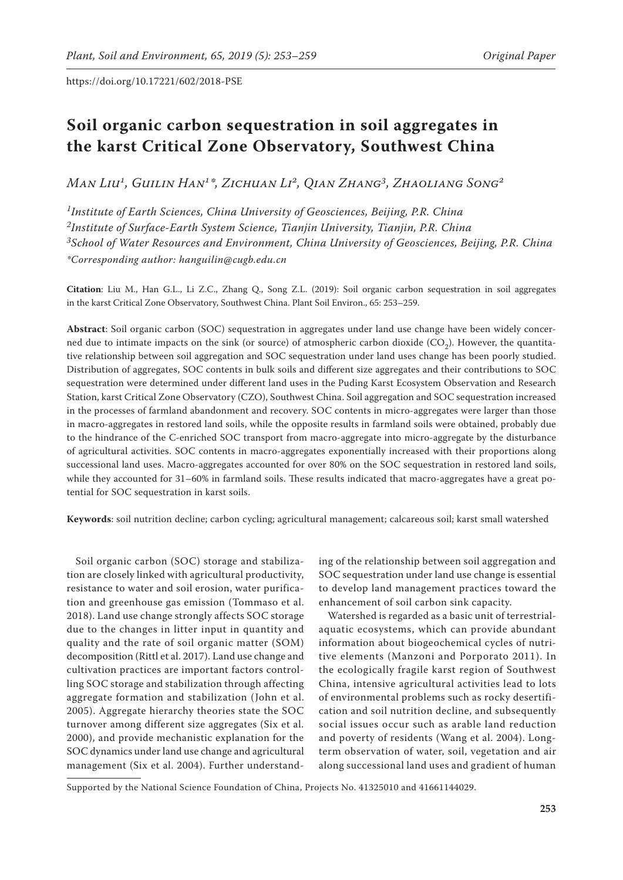# Soil organic carbon sequestration in soil aggregates in the karst Critical Zone Observatory, Southwest China

*Man Liu*[1], *Guilin Han*[1*], *Zichuan Li*[2], *Qian Zhang*[3], *Zhaoliang Song*[2]

[1]*Institute of Earth Sciences, China University of Geosciences, Beijing, P.R. China*
[2]*Institute of Surface-Earth System Science, Tianjin University, Tianjin, P.R. China*
[3]*School of Water Resources and Environment, China University of Geosciences, Beijing, P.R. China*
*\*Corresponding author: hanguilin@cugb.edu.cn*

**Citation**: Liu M., Han G.L., Li Z.C., Zhang Q., Song Z.L. (2019): Soil organic carbon sequestration in soil aggregates in the karst Critical Zone Observatory, Southwest China. Plant Soil Environ., 65: 253–259.

**Abstract**: Soil organic carbon (SOC) sequestration in aggregates under land use change have been widely concerned due to intimate impacts on the sink (or source) of atmospheric carbon dioxide ($CO_2$). However, the quantitative relationship between soil aggregation and SOC sequestration under land uses change has been poorly studied. Distribution of aggregates, SOC contents in bulk soils and different size aggregates and their contributions to SOC sequestration were determined under different land uses in the Puding Karst Ecosystem Observation and Research Station, karst Critical Zone Observatory (CZO), Southwest China. Soil aggregation and SOC sequestration increased in the processes of farmland abandonment and recovery. SOC contents in micro-aggregates were larger than those in macro-aggregates in restored land soils, while the opposite results in farmland soils were obtained, probably due to the hindrance of the C-enriched SOC transport from macro-aggregate into micro-aggregate by the disturbance of agricultural activities. SOC contents in macro-aggregates exponentially increased with their proportions along successional land uses. Macro-aggregates accounted for over 80% on the SOC sequestration in restored land soils, while they accounted for 31–60% in farmland soils. These results indicated that macro-aggregates have a great potential for SOC sequestration in karst soils.

**Keywords**: soil nutrition decline; carbon cycling; agricultural management; calcareous soil; karst small watershed

Soil organic carbon (SOC) storage and stabilization are closely linked with agricultural productivity, resistance to water and soil erosion, water purification and greenhouse gas emission (Tommaso et al. 2018). Land use change strongly affects SOC storage due to the changes in litter input in quantity and quality and the rate of soil organic matter (SOM) decomposition (Rittl et al. 2017). Land use change and cultivation practices are important factors controlling SOC storage and stabilization through affecting aggregate formation and stabilization (John et al. 2005). Aggregate hierarchy theories state the SOC turnover among different size aggregates (Six et al. 2000), and provide mechanistic explanation for the SOC dynamics under land use change and agricultural management (Six et al. 2004). Further understanding of the relationship between soil aggregation and SOC sequestration under land use change is essential to develop land management practices toward the enhancement of soil carbon sink capacity.

Watershed is regarded as a basic unit of terrestrial-aquatic ecosystems, which can provide abundant information about biogeochemical cycles of nutritive elements (Manzoni and Porporato 2011). In the ecologically fragile karst region of Southwest China, intensive agricultural activities lead to lots of environmental problems such as rocky desertification and soil nutrition decline, and subsequently social issues occur such as arable land reduction and poverty of residents (Wang et al. 2004). Long-term observation of water, soil, vegetation and air along successional land uses and gradient of human

Supported by the National Science Foundation of China, Projects No. 41325010 and 41661144029.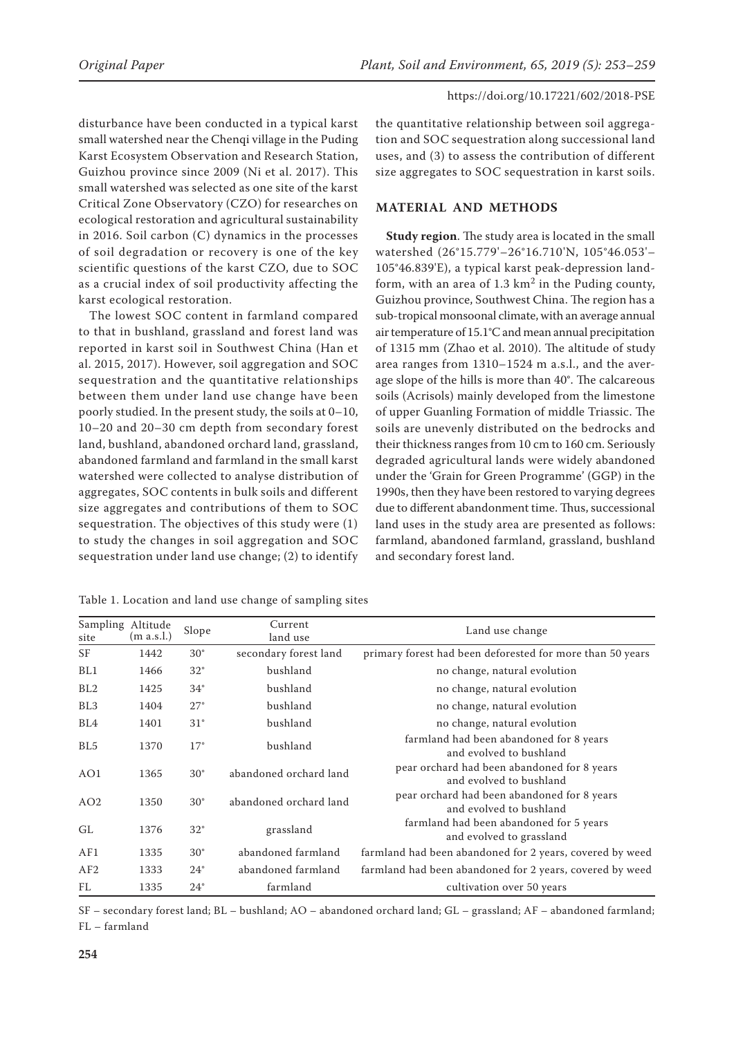disturbance have been conducted in a typical karst small watershed near the Chenqi village in the Puding Karst Ecosystem Observation and Research Station, Guizhou province since 2009 (Ni et al. 2017). This small watershed was selected as one site of the karst Critical Zone Observatory (CZO) for researches on ecological restoration and agricultural sustainability in 2016. Soil carbon (C) dynamics in the processes of soil degradation or recovery is one of the key scientific questions of the karst CZO, due to SOC as a crucial index of soil productivity affecting the karst ecological restoration.

The lowest SOC content in farmland compared to that in bushland, grassland and forest land was reported in karst soil in Southwest China (Han et al. 2015, 2017). However, soil aggregation and SOC sequestration and the quantitative relationships between them under land use change have been poorly studied. In the present study, the soils at 0–10, 10–20 and 20–30 cm depth from secondary forest land, bushland, abandoned orchard land, grassland, abandoned farmland and farmland in the small karst watershed were collected to analyse distribution of aggregates, SOC contents in bulk soils and different size aggregates and contributions of them to SOC sequestration. The objectives of this study were (1) to study the changes in soil aggregation and SOC sequestration under land use change; (2) to identify the quantitative relationship between soil aggregation and SOC sequestration along successional land uses, and (3) to assess the contribution of different size aggregates to SOC sequestration in karst soils.

## MATERIAL AND METHODS

**Study region**. The study area is located in the small watershed (26°15.779'–26°16.710'N, 105°46.053'–105°46.839'E), a typical karst peak-depression landform, with an area of 1.3 km$^2$ in the Puding county, Guizhou province, Southwest China. The region has a sub-tropical monsoonal climate, with an average annual air temperature of 15.1°C and mean annual precipitation of 1315 mm (Zhao et al. 2010). The altitude of study area ranges from 1310–1524 m a.s.l., and the average slope of the hills is more than 40°. The calcareous soils (Acrisols) mainly developed from the limestone of upper Guanling Formation of middle Triassic. The soils are unevenly distributed on the bedrocks and their thickness ranges from 10 cm to 160 cm. Seriously degraded agricultural lands were widely abandoned under the 'Grain for Green Programme' (GGP) in the 1990s, then they have been restored to varying degrees due to different abandonment time. Thus, successional land uses in the study area are presented as follows: farmland, abandoned farmland, grassland, bushland and secondary forest land.

Table 1. Location and land use change of sampling sites

| Sampling site | Altitude (m a.s.l.) | Slope | Current land use | Land use change |
|---|---|---|---|---|
| SF | 1442 | 30° | secondary forest land | primary forest had been deforested for more than 50 years |
| BL1 | 1466 | 32° | bushland | no change, natural evolution |
| BL2 | 1425 | 34° | bushland | no change, natural evolution |
| BL3 | 1404 | 27° | bushland | no change, natural evolution |
| BL4 | 1401 | 31° | bushland | no change, natural evolution |
| BL5 | 1370 | 17° | bushland | farmland had been abandoned for 8 years and evolved to bushland |
| AO1 | 1365 | 30° | abandoned orchard land | pear orchard had been abandoned for 8 years and evolved to bushland |
| AO2 | 1350 | 30° | abandoned orchard land | pear orchard had been abandoned for 8 years and evolved to bushland |
| GL | 1376 | 32° | grassland | farmland had been abandoned for 5 years and evolved to grassland |
| AF1 | 1335 | 30° | abandoned farmland | farmland had been abandoned for 2 years, covered by weed |
| AF2 | 1333 | 24° | abandoned farmland | farmland had been abandoned for 2 years, covered by weed |
| FL | 1335 | 24° | farmland | cultivation over 50 years |

SF – secondary forest land; BL – bushland; AO – abandoned orchard land; GL – grassland; AF – abandoned farmland; FL – farmland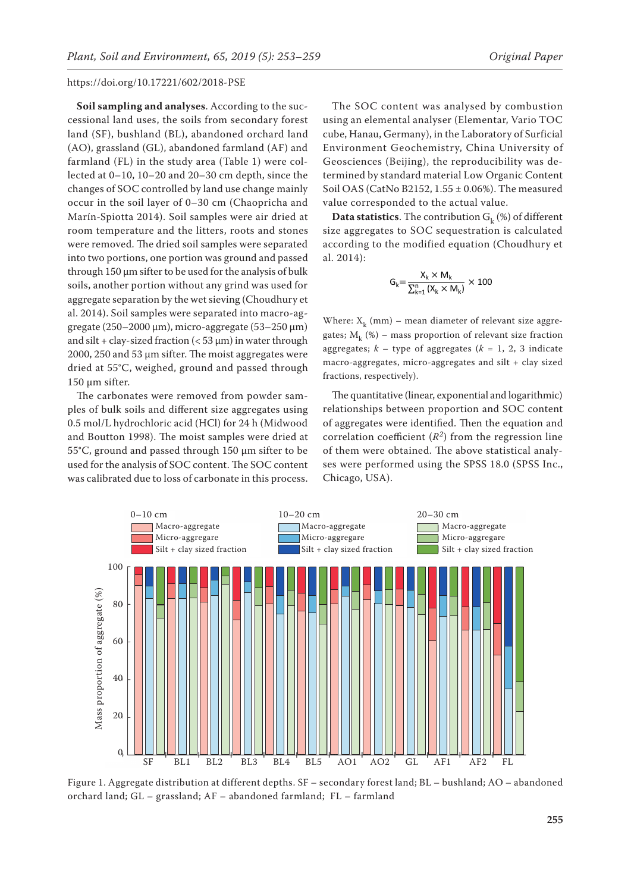**Soil sampling and analyses**. According to the successional land uses, the soils from secondary forest land (SF), bushland (BL), abandoned orchard land (AO), grassland (GL), abandoned farmland (AF) and farmland (FL) in the study area (Table 1) were collected at 0–10, 10–20 and 20–30 cm depth, since the changes of SOC controlled by land use change mainly occur in the soil layer of 0–30 cm (Chaopricha and Marín-Spiotta 2014). Soil samples were air dried at room temperature and the litters, roots and stones were removed. The dried soil samples were separated into two portions, one portion was ground and passed through 150 µm sifter to be used for the analysis of bulk soils, another portion without any grind was used for aggregate separation by the wet sieving (Choudhury et al. 2014). Soil samples were separated into macro-aggregate (250–2000 µm), micro-aggregate (53–250 µm) and silt + clay-sized fraction (< 53 µm) in water through 2000, 250 and 53 µm sifter. The moist aggregates were dried at 55°C, weighed, ground and passed through 150 µm sifter.

The carbonates were removed from powder samples of bulk soils and different size aggregates using 0.5 mol/L hydrochloric acid (HCl) for 24 h (Midwood and Boutton 1998). The moist samples were dried at 55°C, ground and passed through 150 µm sifter to be used for the analysis of SOC content. The SOC content was calibrated due to loss of carbonate in this process.

The SOC content was analysed by combustion using an elemental analyser (Elementar, Vario TOC cube, Hanau, Germany), in the Laboratory of Surficial Environment Geochemistry, China University of Geosciences (Beijing), the reproducibility was determined by standard material Low Organic Content Soil OAS (CatNo B2152, 1.55 ± 0.06%). The measured value corresponded to the actual value.

**Data statistics**. The contribution $G_k$ (%) of different size aggregates to SOC sequestration is calculated according to the modified equation (Choudhury et al. 2014):

$$G_k = \frac{X_k \times M_k}{\sum_{k=1}^{n} (X_k \times M_k)} \times 100$$

Where: $X_k$ (mm) – mean diameter of relevant size aggregates; $M_k$ (%) – mass proportion of relevant size fraction aggregates; $k$ – type of aggregates ($k$ = 1, 2, 3 indicate macro-aggregates, micro-aggregates and silt + clay sized fractions, respectively).

The quantitative (linear, exponential and logarithmic) relationships between proportion and SOC content of aggregates were identified. Then the equation and correlation coefficient ($R^2$) from the regression line of them were obtained. The above statistical analyses were performed using the SPSS 18.0 (SPSS Inc., Chicago, USA).

Figure 1. Aggregate distribution at different depths. SF – secondary forest land; BL – bushland; AO – abandoned orchard land; GL – grassland; AF – abandoned farmland; FL – farmland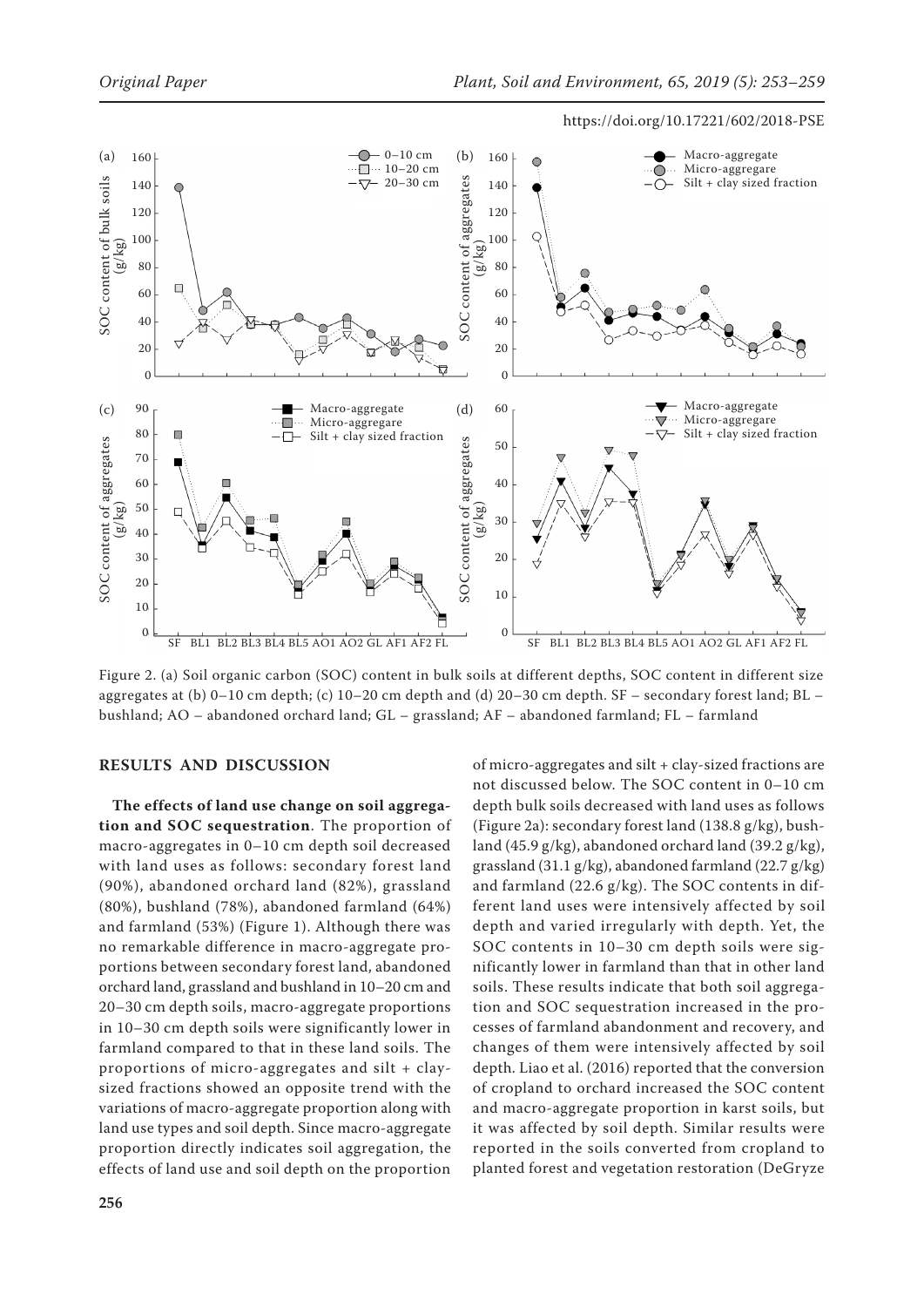Figure 2. (a) Soil organic carbon (SOC) content in bulk soils at different depths, SOC content in different size aggregates at (b) 0–10 cm depth; (c) 10–20 cm depth and (d) 20–30 cm depth. SF – secondary forest land; BL – bushland; AO – abandoned orchard land; GL – grassland; AF – abandoned farmland; FL – farmland

## RESULTS AND DISCUSSION

**The effects of land use change on soil aggregation and SOC sequestration**. The proportion of macro-aggregates in 0–10 cm depth soil decreased with land uses as follows: secondary forest land (90%), abandoned orchard land (82%), grassland (80%), bushland (78%), abandoned farmland (64%) and farmland (53%) (Figure 1). Although there was no remarkable difference in macro-aggregate proportions between secondary forest land, abandoned orchard land, grassland and bushland in 10–20 cm and 20–30 cm depth soils, macro-aggregate proportions in 10–30 cm depth soils were significantly lower in farmland compared to that in these land soils. The proportions of micro-aggregates and silt + clay-sized fractions showed an opposite trend with the variations of macro-aggregate proportion along with land use types and soil depth. Since macro-aggregate proportion directly indicates soil aggregation, the effects of land use and soil depth on the proportion of micro-aggregates and silt + clay-sized fractions are not discussed below. The SOC content in 0–10 cm depth bulk soils decreased with land uses as follows (Figure 2a): secondary forest land (138.8 g/kg), bushland (45.9 g/kg), abandoned orchard land (39.2 g/kg), grassland (31.1 g/kg), abandoned farmland (22.7 g/kg) and farmland (22.6 g/kg). The SOC contents in different land uses were intensively affected by soil depth and varied irregularly with depth. Yet, the SOC contents in 10–30 cm depth soils were significantly lower in farmland than that in other land soils. These results indicate that both soil aggregation and SOC sequestration increased in the processes of farmland abandonment and recovery, and changes of them were intensively affected by soil depth. Liao et al. (2016) reported that the conversion of cropland to orchard increased the SOC content and macro-aggregate proportion in karst soils, but it was affected by soil depth. Similar results were reported in the soils converted from cropland to planted forest and vegetation restoration (DeGryze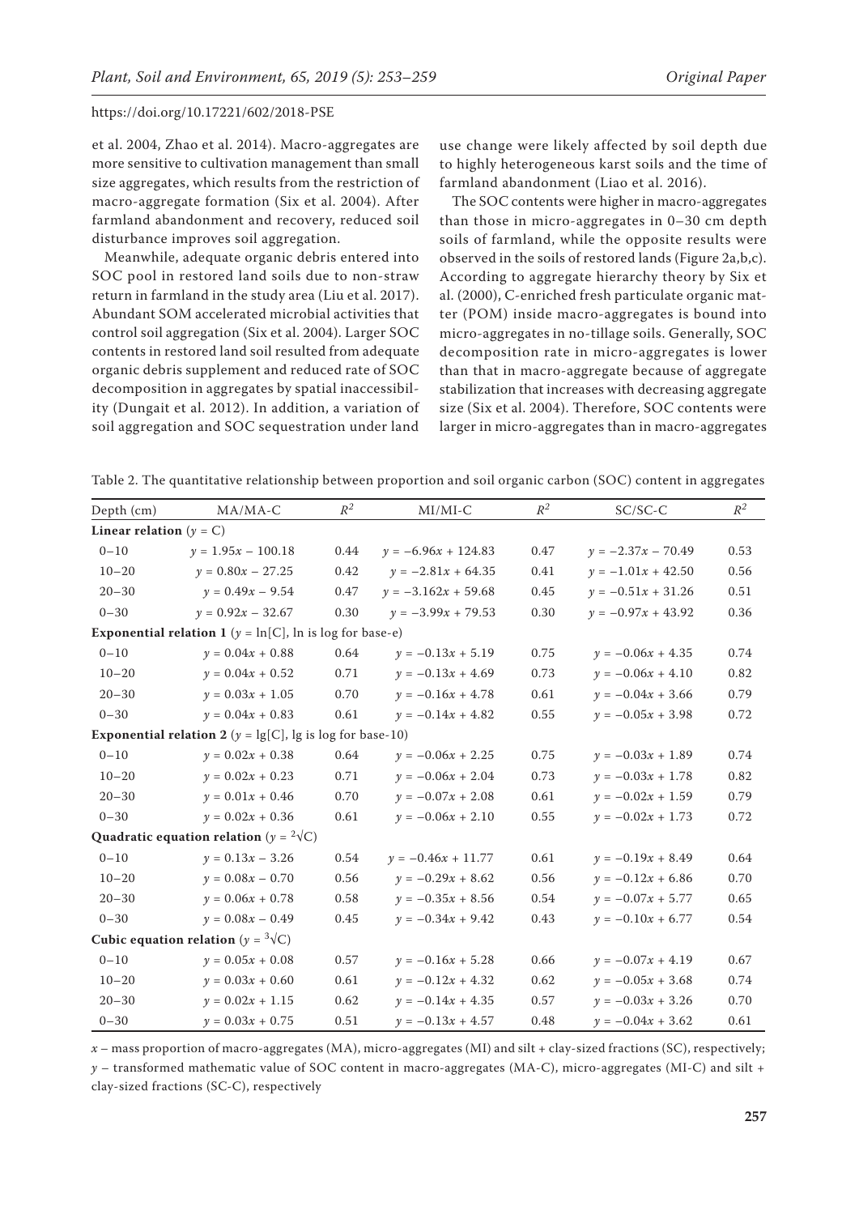et al. 2004, Zhao et al. 2014). Macro-aggregates are more sensitive to cultivation management than small size aggregates, which results from the restriction of macro-aggregate formation (Six et al. 2004). After farmland abandonment and recovery, reduced soil disturbance improves soil aggregation.

Meanwhile, adequate organic debris entered into SOC pool in restored land soils due to non-straw return in farmland in the study area (Liu et al. 2017). Abundant SOM accelerated microbial activities that control soil aggregation (Six et al. 2004). Larger SOC contents in restored land soil resulted from adequate organic debris supplement and reduced rate of SOC decomposition in aggregates by spatial inaccessibility (Dungait et al. 2012). In addition, a variation of soil aggregation and SOC sequestration under land use change were likely affected by soil depth due to highly heterogeneous karst soils and the time of farmland abandonment (Liao et al. 2016).

The SOC contents were higher in macro-aggregates than those in micro-aggregates in 0–30 cm depth soils of farmland, while the opposite results were observed in the soils of restored lands (Figure 2a,b,c). According to aggregate hierarchy theory by Six et al. (2000), C-enriched fresh particulate organic matter (POM) inside macro-aggregates is bound into micro-aggregates in no-tillage soils. Generally, SOC decomposition rate in micro-aggregates is lower than that in macro-aggregate because of aggregate stabilization that increases with decreasing aggregate size (Six et al. 2004). Therefore, SOC contents were larger in micro-aggregates than in macro-aggregates

Table 2. The quantitative relationship between proportion and soil organic carbon (SOC) content in aggregates

| Depth (cm) | MA/MA-C | $R^2$ | MI/MI-C | $R^2$ | SC/SC-C | $R^2$ |
|---|---|---|---|---|---|---|
| **Linear relation ($y$ = C)** | | | | | | |
| 0–10 | $y = 1.95x - 100.18$ | 0.44 | $y = -6.96x + 124.83$ | 0.47 | $y = -2.37x - 70.49$ | 0.53 |
| 10–20 | $y = 0.80x - 27.25$ | 0.42 | $y = -2.81x + 64.35$ | 0.41 | $y = -1.01x + 42.50$ | 0.56 |
| 20–30 | $y = 0.49x - 9.54$ | 0.47 | $y = -3.162x + 59.68$ | 0.45 | $y = -0.51x + 31.26$ | 0.51 |
| 0–30 | $y = 0.92x - 32.67$ | 0.30 | $y = -3.99x + 79.53$ | 0.30 | $y = -0.97x + 43.92$ | 0.36 |
| **Exponential relation 1 ($y$ = ln[C], ln is log for base-e)** | | | | | | |
| 0–10 | $y = 0.04x + 0.88$ | 0.64 | $y = -0.13x + 5.19$ | 0.75 | $y = -0.06x + 4.35$ | 0.74 |
| 10–20 | $y = 0.04x + 0.52$ | 0.71 | $y = -0.13x + 4.69$ | 0.73 | $y = -0.06x + 4.10$ | 0.82 |
| 20–30 | $y = 0.03x + 1.05$ | 0.70 | $y = -0.16x + 4.78$ | 0.61 | $y = -0.04x + 3.66$ | 0.79 |
| 0–30 | $y = 0.04x + 0.83$ | 0.61 | $y = -0.14x + 4.82$ | 0.55 | $y = -0.05x + 3.98$ | 0.72 |
| **Exponential relation 2 ($y$ = lg[C], lg is log for base-10)** | | | | | | |
| 0–10 | $y = 0.02x + 0.38$ | 0.64 | $y = -0.06x + 2.25$ | 0.75 | $y = -0.03x + 1.89$ | 0.74 |
| 10–20 | $y = 0.02x + 0.23$ | 0.71 | $y = -0.06x + 2.04$ | 0.73 | $y = -0.03x + 1.78$ | 0.82 |
| 20–30 | $y = 0.01x + 0.46$ | 0.70 | $y = -0.07x + 2.08$ | 0.61 | $y = -0.02x + 1.59$ | 0.79 |
| 0–30 | $y = 0.02x + 0.36$ | 0.61 | $y = -0.06x + 2.10$ | 0.55 | $y = -0.02x + 1.73$ | 0.72 |
| **Quadratic equation relation ($y = \sqrt[2]{C}$)** | | | | | | |
| 0–10 | $y = 0.13x - 3.26$ | 0.54 | $y = -0.46x + 11.77$ | 0.61 | $y = -0.19x + 8.49$ | 0.64 |
| 10–20 | $y = 0.08x - 0.70$ | 0.56 | $y = -0.29x + 8.62$ | 0.56 | $y = -0.12x + 6.86$ | 0.70 |
| 20–30 | $y = 0.06x + 0.78$ | 0.58 | $y = -0.35x + 8.56$ | 0.54 | $y = -0.07x + 5.77$ | 0.65 |
| 0–30 | $y = 0.08x - 0.49$ | 0.45 | $y = -0.34x + 9.42$ | 0.43 | $y = -0.10x + 6.77$ | 0.54 |
| **Cubic equation relation ($y = \sqrt[3]{C}$)** | | | | | | |
| 0–10 | $y = 0.05x + 0.08$ | 0.57 | $y = -0.16x + 5.28$ | 0.66 | $y = -0.07x + 4.19$ | 0.67 |
| 10–20 | $y = 0.03x + 0.60$ | 0.61 | $y = -0.12x + 4.32$ | 0.62 | $y = -0.05x + 3.68$ | 0.74 |
| 20–30 | $y = 0.02x + 1.15$ | 0.62 | $y = -0.14x + 4.35$ | 0.57 | $y = -0.03x + 3.26$ | 0.70 |
| 0–30 | $y = 0.03x + 0.75$ | 0.51 | $y = -0.13x + 4.57$ | 0.48 | $y = -0.04x + 3.62$ | 0.61 |

$x$ – mass proportion of macro-aggregates (MA), micro-aggregates (MI) and silt + clay-sized fractions (SC), respectively; $y$ – transformed mathematic value of SOC content in macro-aggregates (MA-C), micro-aggregates (MI-C) and silt + clay-sized fractions (SC-C), respectively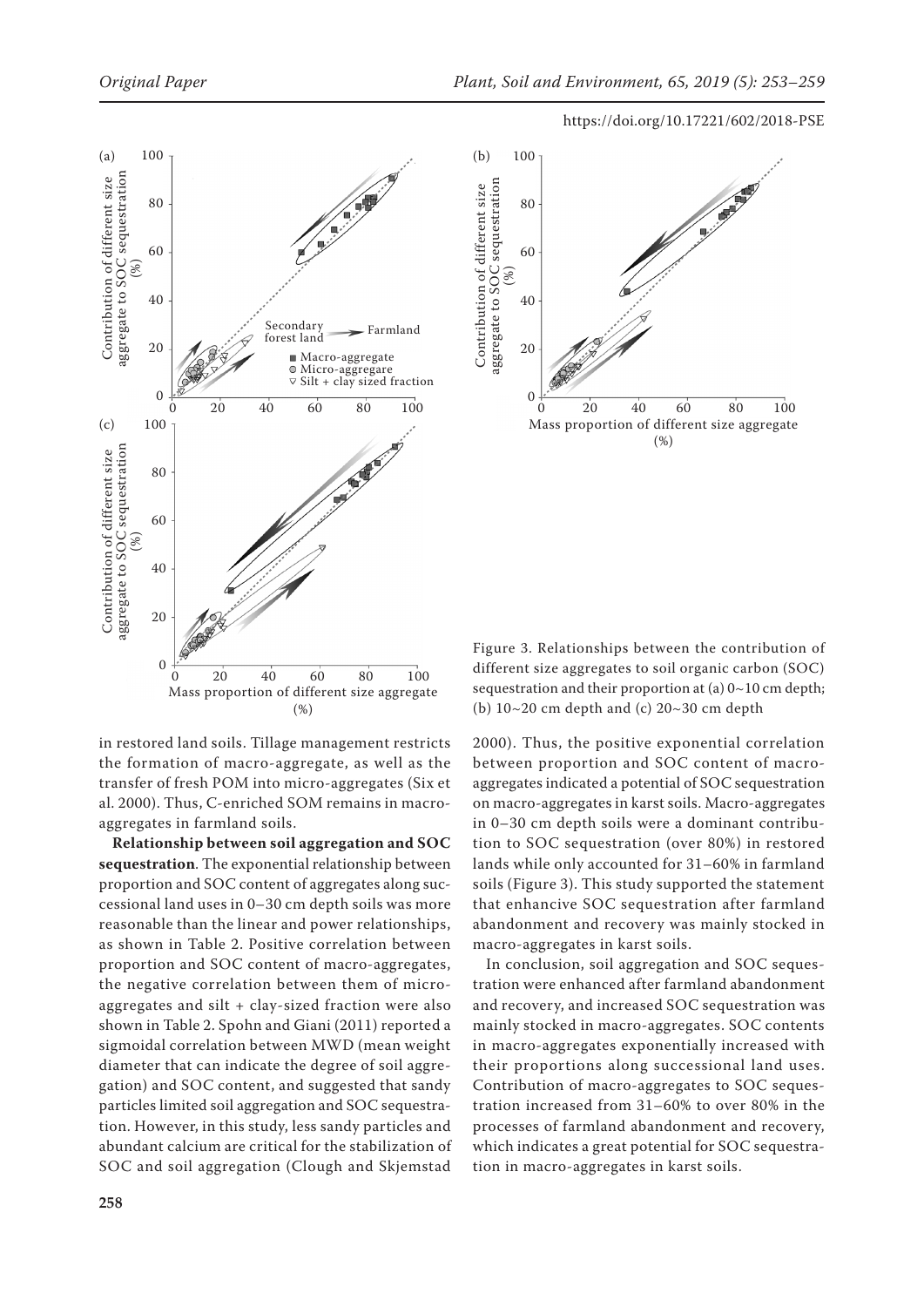Figure 3. Relationships between the contribution of different size aggregates to soil organic carbon (SOC) sequestration and their proportion at (a) 0~10 cm depth; (b) 10~20 cm depth and (c) 20~30 cm depth

in restored land soils. Tillage management restricts the formation of macro-aggregate, as well as the transfer of fresh POM into micro-aggregates (Six et al. 2000). Thus, C-enriched SOM remains in macro-aggregates in farmland soils.

**Relationship between soil aggregation and SOC sequestration**. The exponential relationship between proportion and SOC content of aggregates along successional land uses in 0–30 cm depth soils was more reasonable than the linear and power relationships, as shown in Table 2. Positive correlation between proportion and SOC content of macro-aggregates, the negative correlation between them of micro-aggregates and silt + clay-sized fraction were also shown in Table 2. Spohn and Giani (2011) reported a sigmoidal correlation between MWD (mean weight diameter that can indicate the degree of soil aggregation) and SOC content, and suggested that sandy particles limited soil aggregation and SOC sequestration. However, in this study, less sandy particles and abundant calcium are critical for the stabilization of SOC and soil aggregation (Clough and Skjemstad 2000). Thus, the positive exponential correlation between proportion and SOC content of macro-aggregates indicated a potential of SOC sequestration on macro-aggregates in karst soils. Macro-aggregates in 0–30 cm depth soils were a dominant contribution to SOC sequestration (over 80%) in restored lands while only accounted for 31–60% in farmland soils (Figure 3). This study supported the statement that enhancive SOC sequestration after farmland abandonment and recovery was mainly stocked in macro-aggregates in karst soils.

In conclusion, soil aggregation and SOC sequestration were enhanced after farmland abandonment and recovery, and increased SOC sequestration was mainly stocked in macro-aggregates. SOC contents in macro-aggregates exponentially increased with their proportions along successional land uses. Contribution of macro-aggregates to SOC sequestration increased from 31–60% to over 80% in the processes of farmland abandonment and recovery, which indicates a great potential for SOC sequestration in macro-aggregates in karst soils.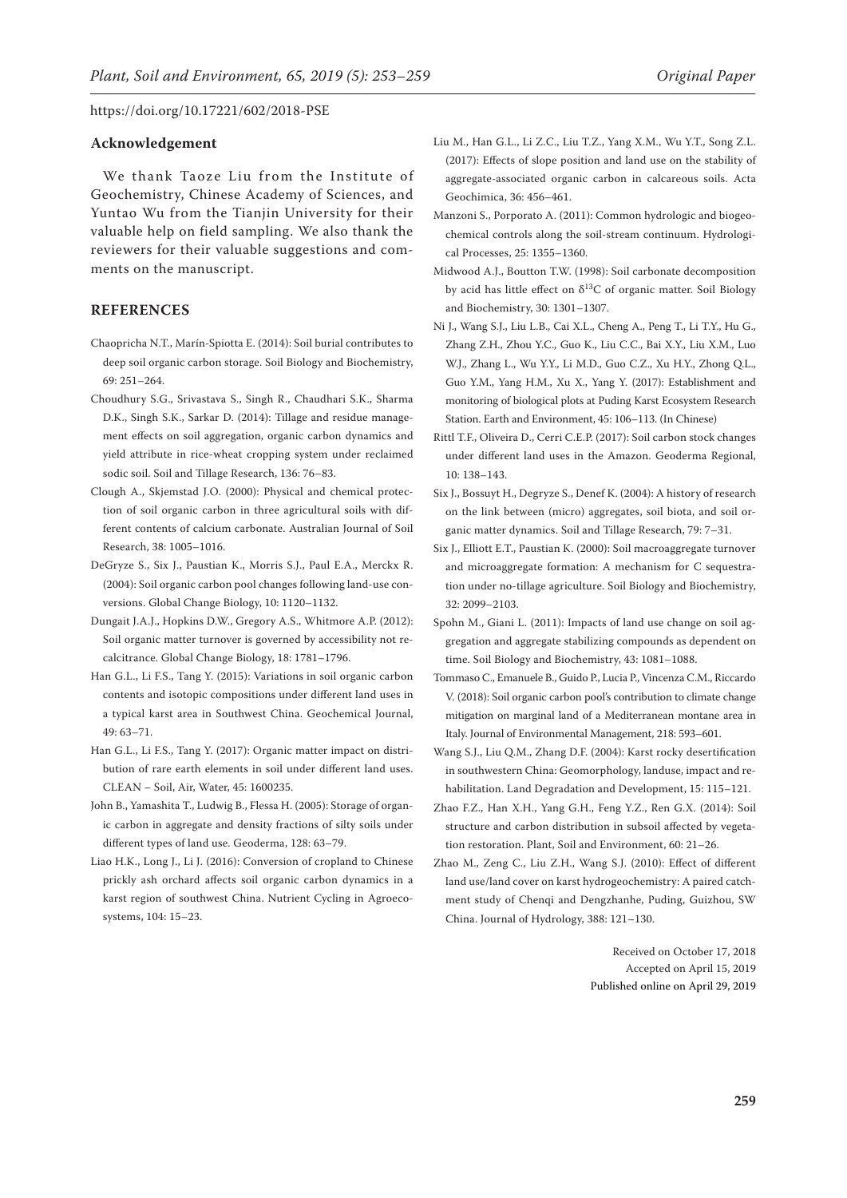## Acknowledgement

We thank Taoze Liu from the Institute of Geochemistry, Chinese Academy of Sciences, and Yuntao Wu from the Tianjin University for their valuable help on field sampling. We also thank the reviewers for their valuable suggestions and comments on the manuscript.

## REFERENCES

Chaopricha N.T., Marín-Spiotta E. (2014): Soil burial contributes to deep soil organic carbon storage. Soil Biology and Biochemistry, 69: 251–264.

Choudhury S.G., Srivastava S., Singh R., Chaudhari S.K., Sharma D.K., Singh S.K., Sarkar D. (2014): Tillage and residue management effects on soil aggregation, organic carbon dynamics and yield attribute in rice-wheat cropping system under reclaimed sodic soil. Soil and Tillage Research, 136: 76–83.

Clough A., Skjemstad J.O. (2000): Physical and chemical protection of soil organic carbon in three agricultural soils with different contents of calcium carbonate. Australian Journal of Soil Research, 38: 1005–1016.

DeGryze S., Six J., Paustian K., Morris S.J., Paul E.A., Merckx R. (2004): Soil organic carbon pool changes following land-use conversions. Global Change Biology, 10: 1120–1132.

Dungait J.A.J., Hopkins D.W., Gregory A.S., Whitmore A.P. (2012): Soil organic matter turnover is governed by accessibility not recalcitrance. Global Change Biology, 18: 1781–1796.

Han G.L., Li F.S., Tang Y. (2015): Variations in soil organic carbon contents and isotopic compositions under different land uses in a typical karst area in Southwest China. Geochemical Journal, 49: 63–71.

Han G.L., Li F.S., Tang Y. (2017): Organic matter impact on distribution of rare earth elements in soil under different land uses. CLEAN – Soil, Air, Water, 45: 1600235.

John B., Yamashita T., Ludwig B., Flessa H. (2005): Storage of organic carbon in aggregate and density fractions of silty soils under different types of land use. Geoderma, 128: 63–79.

Liao H.K., Long J., Li J. (2016): Conversion of cropland to Chinese prickly ash orchard affects soil organic carbon dynamics in a karst region of southwest China. Nutrient Cycling in Agroecosystems, 104: 15–23.

Liu M., Han G.L., Li Z.C., Liu T.Z., Yang X.M., Wu Y.T., Song Z.L. (2017): Effects of slope position and land use on the stability of aggregate-associated organic carbon in calcareous soils. Acta Geochimica, 36: 456–461.

Manzoni S., Porporato A. (2011): Common hydrologic and biogeochemical controls along the soil-stream continuum. Hydrological Processes, 25: 1355–1360.

Midwood A.J., Boutton T.W. (1998): Soil carbonate decomposition by acid has little effect on $\delta^{13}C$ of organic matter. Soil Biology and Biochemistry, 30: 1301–1307.

Ni J., Wang S.J., Liu L.B., Cai X.L., Cheng A., Peng T., Li T.Y., Hu G., Zhang Z.H., Zhou Y.C., Guo K., Liu C.C., Bai X.Y., Liu X.M., Luo W.J., Zhang L., Wu Y.Y., Li M.D., Guo C.Z., Xu H.Y., Zhong Q.L., Guo Y.M., Yang H.M., Xu X., Yang Y. (2017): Establishment and monitoring of biological plots at Puding Karst Ecosystem Research Station. Earth and Environment, 45: 106–113. (In Chinese)

Rittl T.F., Oliveira D., Cerri C.E.P. (2017): Soil carbon stock changes under different land uses in the Amazon. Geoderma Regional, 10: 138–143.

Six J., Bossuyt H., Degryze S., Denef K. (2004): A history of research on the link between (micro) aggregates, soil biota, and soil organic matter dynamics. Soil and Tillage Research, 79: 7–31.

Six J., Elliott E.T., Paustian K. (2000): Soil macroaggregate turnover and microaggregate formation: A mechanism for C sequestration under no-tillage agriculture. Soil Biology and Biochemistry, 32: 2099–2103.

Spohn M., Giani L. (2011): Impacts of land use change on soil aggregation and aggregate stabilizing compounds as dependent on time. Soil Biology and Biochemistry, 43: 1081–1088.

Tommaso C., Emanuele B., Guido P., Lucia P., Vincenza C.M., Riccardo V. (2018): Soil organic carbon pool's contribution to climate change mitigation on marginal land of a Mediterranean montane area in Italy. Journal of Environmental Management, 218: 593–601.

Wang S.J., Liu Q.M., Zhang D.F. (2004): Karst rocky desertification in southwestern China: Geomorphology, landuse, impact and rehabilitation. Land Degradation and Development, 15: 115–121.

Zhao F.Z., Han X.H., Yang G.H., Feng Y.Z., Ren G.X. (2014): Soil structure and carbon distribution in subsoil affected by vegetation restoration. Plant, Soil and Environment, 60: 21–26.

Zhao M., Zeng C., Liu Z.H., Wang S.J. (2010): Effect of different land use/land cover on karst hydrogeochemistry: A paired catchment study of Chenqi and Dengzhanhe, Puding, Guizhou, SW China. Journal of Hydrology, 388: 121–130.

Received on October 17, 2018
Accepted on April 15, 2019
Published online on April 29, 2019